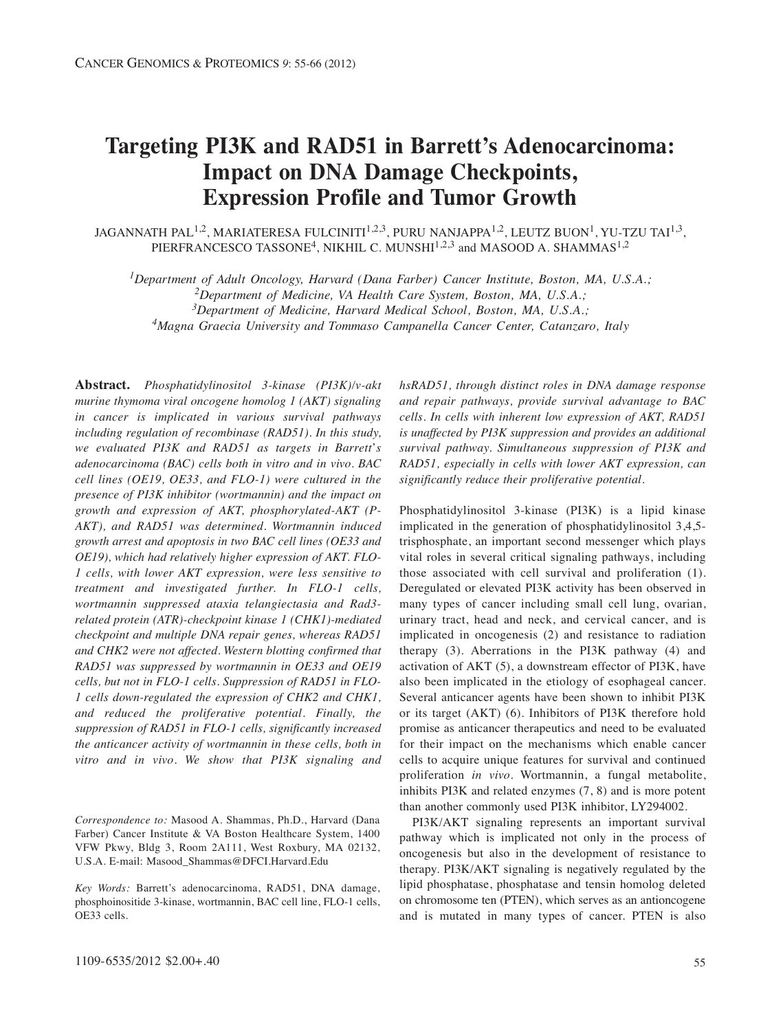# Targeting PI3K and RAD51 in Barrett's Adenocarcinoma: Impact on DNA Damage Checkpoints, Expression Profile and Tumor Growth

JAGANNATH PAL[1,2], MARIATERESA FULCINITI[1,2,3], PURU NANJAPPA[1,2], LEUTZ BUON[1], YU-TZU TAI[1,3], PIERFRANCESCO TASSONE[4], NIKHIL C. MUNSHI[1,2,3] and MASOOD A. SHAMMAS[1,2]

[1]*Department of Adult Oncology, Harvard (Dana Farber) Cancer Institute, Boston, MA, U.S.A.;*
[2]*Department of Medicine, VA Health Care System, Boston, MA, U.S.A.;*
[3]*Department of Medicine, Harvard Medical School, Boston, MA, U.S.A.;*
[4]*Magna Graecia University and Tommaso Campanella Cancer Center, Catanzaro, Italy*

**Abstract.** *Phosphatidylinositol 3-kinase (PI3K)/v-akt murine thymoma viral oncogene homolog 1 (AKT) signaling in cancer is implicated in various survival pathways including regulation of recombinase (RAD51). In this study, we evaluated PI3K and RAD51 as targets in Barrett's adenocarcinoma (BAC) cells both in vitro and in vivo. BAC cell lines (OE19, OE33, and FLO-1) were cultured in the presence of PI3K inhibitor (wortmannin) and the impact on growth and expression of AKT, phosphorylated-AKT (P-AKT), and RAD51 was determined. Wortmannin induced growth arrest and apoptosis in two BAC cell lines (OE33 and OE19), which had relatively higher expression of AKT. FLO-1 cells, with lower AKT expression, were less sensitive to treatment and investigated further. In FLO-1 cells, wortmannin suppressed ataxia telangiectasia and Rad3-related protein (ATR)-checkpoint kinase 1 (CHK1)-mediated checkpoint and multiple DNA repair genes, whereas RAD51 and CHK2 were not affected. Western blotting confirmed that RAD51 was suppressed by wortmannin in OE33 and OE19 cells, but not in FLO-1 cells. Suppression of RAD51 in FLO-1 cells down-regulated the expression of CHK2 and CHK1, and reduced the proliferative potential. Finally, the suppression of RAD51 in FLO-1 cells, significantly increased the anticancer activity of wortmannin in these cells, both in vitro and in vivo. We show that PI3K signaling and hsRAD51, through distinct roles in DNA damage response and repair pathways, provide survival advantage to BAC cells. In cells with inherent low expression of AKT, RAD51 is unaffected by PI3K suppression and provides an additional survival pathway. Simultaneous suppression of PI3K and RAD51, especially in cells with lower AKT expression, can significantly reduce their proliferative potential.*

*Correspondence to:* Masood A. Shammas, Ph.D., Harvard (Dana Farber) Cancer Institute & VA Boston Healthcare System, 1400 VFW Pkwy, Bldg 3, Room 2A111, West Roxbury, MA 02132, U.S.A. E-mail: Masood_Shammas@DFCI.Harvard.Edu

*Key Words:* Barrett's adenocarcinoma, RAD51, DNA damage, phosphoinositide 3-kinase, wortmannin, BAC cell line, FLO-1 cells, OE33 cells.

Phosphatidylinositol 3-kinase (PI3K) is a lipid kinase implicated in the generation of phosphatidylinositol 3,4,5-trisphosphate, an important second messenger which plays vital roles in several critical signaling pathways, including those associated with cell survival and proliferation (1). Deregulated or elevated PI3K activity has been observed in many types of cancer including small cell lung, ovarian, urinary tract, head and neck, and cervical cancer, and is implicated in oncogenesis (2) and resistance to radiation therapy (3). Aberrations in the PI3K pathway (4) and activation of AKT (5), a downstream effector of PI3K, have also been implicated in the etiology of esophageal cancer. Several anticancer agents have been shown to inhibit PI3K or its target (AKT) (6). Inhibitors of PI3K therefore hold promise as anticancer therapeutics and need to be evaluated for their impact on the mechanisms which enable cancer cells to acquire unique features for survival and continued proliferation *in vivo*. Wortmannin, a fungal metabolite, inhibits PI3K and related enzymes (7, 8) and is more potent than another commonly used PI3K inhibitor, LY294002.

PI3K/AKT signaling represents an important survival pathway which is implicated not only in the process of oncogenesis but also in the development of resistance to therapy. PI3K/AKT signaling is negatively regulated by the lipid phosphatase, phosphatase and tensin homolog deleted on chromosome ten (PTEN), which serves as an antioncogene and is mutated in many types of cancer. PTEN is also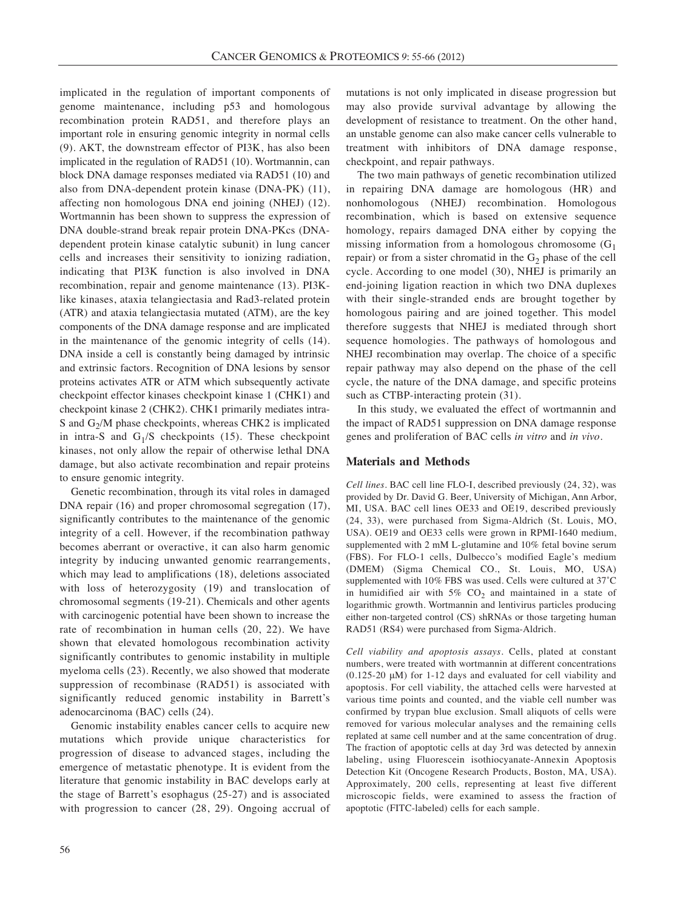implicated in the regulation of important components of genome maintenance, including p53 and homologous recombination protein RAD51, and therefore plays an important role in ensuring genomic integrity in normal cells (9). AKT, the downstream effector of PI3K, has also been implicated in the regulation of RAD51 (10). Wortmannin, can block DNA damage responses mediated via RAD51 (10) and also from DNA-dependent protein kinase (DNA-PK) (11), affecting non homologous DNA end joining (NHEJ) (12). Wortmannin has been shown to suppress the expression of DNA double-strand break repair protein DNA-PKcs (DNA-dependent protein kinase catalytic subunit) in lung cancer cells and increases their sensitivity to ionizing radiation, indicating that PI3K function is also involved in DNA recombination, repair and genome maintenance (13). PI3K-like kinases, ataxia telangiectasia and Rad3-related protein (ATR) and ataxia telangiectasia mutated (ATM), are the key components of the DNA damage response and are implicated in the maintenance of the genomic integrity of cells (14). DNA inside a cell is constantly being damaged by intrinsic and extrinsic factors. Recognition of DNA lesions by sensor proteins activates ATR or ATM which subsequently activate checkpoint effector kinases checkpoint kinase 1 (CHK1) and checkpoint kinase 2 (CHK2). CHK1 primarily mediates intra-S and $G_2$/M phase checkpoints, whereas CHK2 is implicated in intra-S and $G_1$/S checkpoints (15). These checkpoint kinases, not only allow the repair of otherwise lethal DNA damage, but also activate recombination and repair proteins to ensure genomic integrity.

Genetic recombination, through its vital roles in damaged DNA repair (16) and proper chromosomal segregation (17), significantly contributes to the maintenance of the genomic integrity of a cell. However, if the recombination pathway becomes aberrant or overactive, it can also harm genomic integrity by inducing unwanted genomic rearrangements, which may lead to amplifications (18), deletions associated with loss of heterozygosity (19) and translocation of chromosomal segments (19-21). Chemicals and other agents with carcinogenic potential have been shown to increase the rate of recombination in human cells (20, 22). We have shown that elevated homologous recombination activity significantly contributes to genomic instability in multiple myeloma cells (23). Recently, we also showed that moderate suppression of recombinase (RAD51) is associated with significantly reduced genomic instability in Barrett's adenocarcinoma (BAC) cells (24).

Genomic instability enables cancer cells to acquire new mutations which provide unique characteristics for progression of disease to advanced stages, including the emergence of metastatic phenotype. It is evident from the literature that genomic instability in BAC develops early at the stage of Barrett's esophagus (25-27) and is associated with progression to cancer (28, 29). Ongoing accrual of mutations is not only implicated in disease progression but may also provide survival advantage by allowing the development of resistance to treatment. On the other hand, an unstable genome can also make cancer cells vulnerable to treatment with inhibitors of DNA damage response, checkpoint, and repair pathways.

The two main pathways of genetic recombination utilized in repairing DNA damage are homologous (HR) and nonhomologous (NHEJ) recombination. Homologous recombination, which is based on extensive sequence homology, repairs damaged DNA either by copying the missing information from a homologous chromosome ($G_1$ repair) or from a sister chromatid in the $G_2$ phase of the cell cycle. According to one model (30), NHEJ is primarily an end-joining ligation reaction in which two DNA duplexes with their single-stranded ends are brought together by homologous pairing and are joined together. This model therefore suggests that NHEJ is mediated through short sequence homologies. The pathways of homologous and NHEJ recombination may overlap. The choice of a specific repair pathway may also depend on the phase of the cell cycle, the nature of the DNA damage, and specific proteins such as CTBP-interacting protein (31).

In this study, we evaluated the effect of wortmannin and the impact of RAD51 suppression on DNA damage response genes and proliferation of BAC cells *in vitro* and *in vivo*.

## Materials and Methods

*Cell lines.* BAC cell line FLO-I, described previously (24, 32), was provided by Dr. David G. Beer, University of Michigan, Ann Arbor, MI, USA. BAC cell lines OE33 and OE19, described previously (24, 33), were purchased from Sigma-Aldrich (St. Louis, MO, USA). OE19 and OE33 cells were grown in RPMI-1640 medium, supplemented with 2 mM L-glutamine and 10% fetal bovine serum (FBS). For FLO-1 cells, Dulbecco's modified Eagle's medium (DMEM) (Sigma Chemical CO., St. Louis, MO, USA) supplemented with 10% FBS was used. Cells were cultured at 37˚C in humidified air with 5% $CO_2$ and maintained in a state of logarithmic growth. Wortmannin and lentivirus particles producing either non-targeted control (CS) shRNAs or those targeting human RAD51 (RS4) were purchased from Sigma-Aldrich.

*Cell viability and apoptosis assays.* Cells, plated at constant numbers, were treated with wortmannin at different concentrations (0.125-20 μM) for 1-12 days and evaluated for cell viability and apoptosis. For cell viability, the attached cells were harvested at various time points and counted, and the viable cell number was confirmed by trypan blue exclusion. Small aliquots of cells were removed for various molecular analyses and the remaining cells replated at same cell number and at the same concentration of drug. The fraction of apoptotic cells at day 3rd was detected by annexin labeling, using Fluorescein isothiocyanate-Annexin Apoptosis Detection Kit (Oncogene Research Products, Boston, MA, USA). Approximately, 200 cells, representing at least five different microscopic fields, were examined to assess the fraction of apoptotic (FITC-labeled) cells for each sample.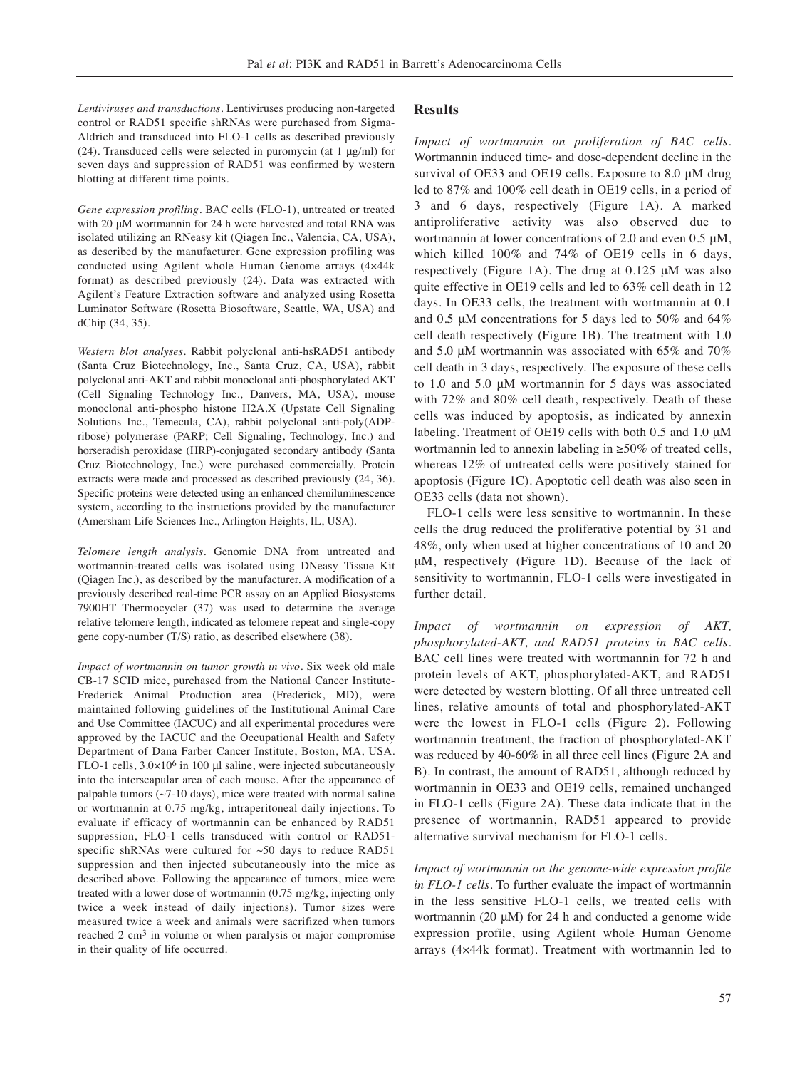*Lentiviruses and transductions*. Lentiviruses producing non-targeted control or RAD51 specific shRNAs were purchased from Sigma-Aldrich and transduced into FLO-1 cells as described previously (24). Transduced cells were selected in puromycin (at 1 μg/ml) for seven days and suppression of RAD51 was confirmed by western blotting at different time points.

*Gene expression profiling*. BAC cells (FLO-1), untreated or treated with 20 μM wortmannin for 24 h were harvested and total RNA was isolated utilizing an RNeasy kit (Qiagen Inc., Valencia, CA, USA), as described by the manufacturer. Gene expression profiling was conducted using Agilent whole Human Genome arrays (4×44k format) as described previously (24). Data was extracted with Agilent's Feature Extraction software and analyzed using Rosetta Luminator Software (Rosetta Biosoftware, Seattle, WA, USA) and dChip (34, 35).

*Western blot analyses*. Rabbit polyclonal anti-hsRAD51 antibody (Santa Cruz Biotechnology, Inc., Santa Cruz, CA, USA), rabbit polyclonal anti-AKT and rabbit monoclonal anti-phosphorylated AKT (Cell Signaling Technology Inc., Danvers, MA, USA), mouse monoclonal anti-phospho histone H2A.X (Upstate Cell Signaling Solutions Inc., Temecula, CA), rabbit polyclonal anti-poly(ADP-ribose) polymerase (PARP; Cell Signaling, Technology, Inc.) and horseradish peroxidase (HRP)-conjugated secondary antibody (Santa Cruz Biotechnology, Inc.) were purchased commercially. Protein extracts were made and processed as described previously (24, 36). Specific proteins were detected using an enhanced chemiluminescence system, according to the instructions provided by the manufacturer (Amersham Life Sciences Inc., Arlington Heights, IL, USA).

*Telomere length analysis*. Genomic DNA from untreated and wortmannin-treated cells was isolated using DNeasy Tissue Kit (Qiagen Inc.), as described by the manufacturer. A modification of a previously described real-time PCR assay on an Applied Biosystems 7900HT Thermocycler (37) was used to determine the average relative telomere length, indicated as telomere repeat and single-copy gene copy-number (T/S) ratio, as described elsewhere (38).

*Impact of wortmannin on tumor growth in vivo*. Six week old male CB-17 SCID mice, purchased from the National Cancer Institute-Frederick Animal Production area (Frederick, MD), were maintained following guidelines of the Institutional Animal Care and Use Committee (IACUC) and all experimental procedures were approved by the IACUC and the Occupational Health and Safety Department of Dana Farber Cancer Institute, Boston, MA, USA. FLO-1 cells, $3.0\times10^6$ in 100 μl saline, were injected subcutaneously into the interscapular area of each mouse. After the appearance of palpable tumors (~7-10 days), mice were treated with normal saline or wortmannin at 0.75 mg/kg, intraperitoneal daily injections. To evaluate if efficacy of wortmannin can be enhanced by RAD51 suppression, FLO-1 cells transduced with control or RAD51-specific shRNAs were cultured for ~50 days to reduce RAD51 suppression and then injected subcutaneously into the mice as described above. Following the appearance of tumors, mice were treated with a lower dose of wortmannin (0.75 mg/kg, injecting only twice a week instead of daily injections). Tumor sizes were measured twice a week and animals were sacrificed when tumors reached 2 $cm^3$ in volume or when paralysis or major compromise in their quality of life occurred.

## Results

*Impact of wortmannin on proliferation of BAC cells*. Wortmannin induced time- and dose-dependent decline in the survival of OE33 and OE19 cells. Exposure to 8.0 μM drug led to 87% and 100% cell death in OE19 cells, in a period of 3 and 6 days, respectively (Figure 1A). A marked antiproliferative activity was also observed due to wortmannin at lower concentrations of 2.0 and even 0.5 μM, which killed 100% and 74% of OE19 cells in 6 days, respectively (Figure 1A). The drug at 0.125 μM was also quite effective in OE19 cells and led to 63% cell death in 12 days. In OE33 cells, the treatment with wortmannin at 0.1 and 0.5 μM concentrations for 5 days led to 50% and 64% cell death respectively (Figure 1B). The treatment with 1.0 and 5.0 μM wortmannin was associated with 65% and 70% cell death in 3 days, respectively. The exposure of these cells to 1.0 and 5.0 μM wortmannin for 5 days was associated with 72% and 80% cell death, respectively. Death of these cells was induced by apoptosis, as indicated by annexin labeling. Treatment of OE19 cells with both 0.5 and 1.0 μM wortmannin led to annexin labeling in ≥50% of treated cells, whereas 12% of untreated cells were positively stained for apoptosis (Figure 1C). Apoptotic cell death was also seen in OE33 cells (data not shown).

FLO-1 cells were less sensitive to wortmannin. In these cells the drug reduced the proliferative potential by 31 and 48%, only when used at higher concentrations of 10 and 20 μM, respectively (Figure 1D). Because of the lack of sensitivity to wortmannin, FLO-1 cells were investigated in further detail.

*Impact of wortmannin on expression of AKT, phosphorylated-AKT, and RAD51 proteins in BAC cells*. BAC cell lines were treated with wortmannin for 72 h and protein levels of AKT, phosphorylated-AKT, and RAD51 were detected by western blotting. Of all three untreated cell lines, relative amounts of total and phosphorylated-AKT were the lowest in FLO-1 cells (Figure 2). Following wortmannin treatment, the fraction of phosphorylated-AKT was reduced by 40-60% in all three cell lines (Figure 2A and B). In contrast, the amount of RAD51, although reduced by wortmannin in OE33 and OE19 cells, remained unchanged in FLO-1 cells (Figure 2A). These data indicate that in the presence of wortmannin, RAD51 appeared to provide alternative survival mechanism for FLO-1 cells.

*Impact of wortmannin on the genome-wide expression profile in FLO-1 cells*. To further evaluate the impact of wortmannin in the less sensitive FLO-1 cells, we treated cells with wortmannin (20 μM) for 24 h and conducted a genome wide expression profile, using Agilent whole Human Genome arrays (4×44k format). Treatment with wortmannin led to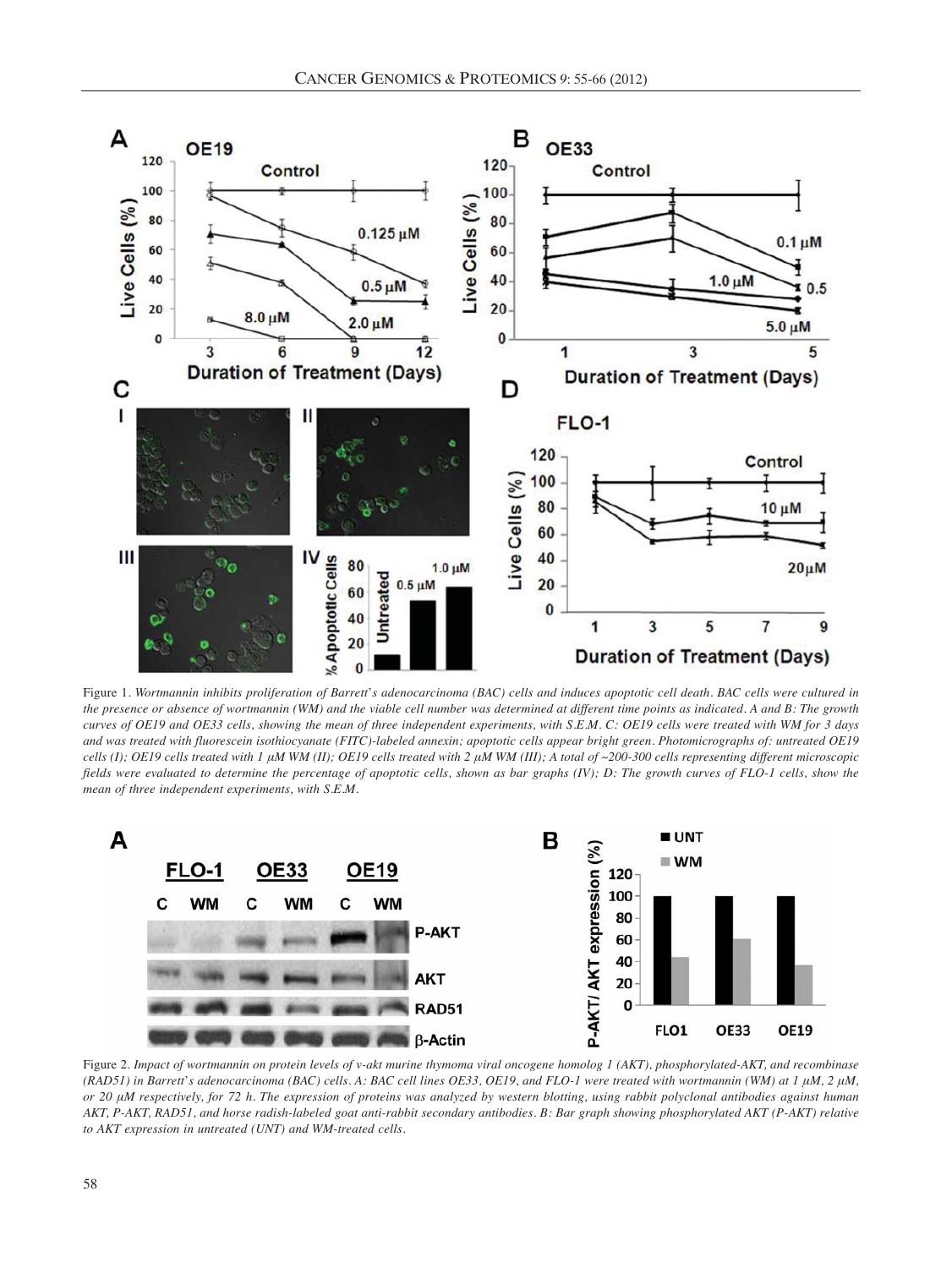Figure 1. *Wortmannin inhibits proliferation of Barrett's adenocarcinoma (BAC) cells and induces apoptotic cell death. BAC cells were cultured in the presence or absence of wortmannin (WM) and the viable cell number was determined at different time points as indicated. A and B: The growth curves of OE19 and OE33 cells, showing the mean of three independent experiments, with S.E.M. C: OE19 cells were treated with WM for 3 days and was treated with fluorescein isothiocyanate (FITC)-labeled annexin; apoptotic cells appear bright green. Photomicrographs of: untreated OE19 cells (I); OE19 cells treated with 1 μM WM (II); OE19 cells treated with 2 μM WM (III); A total of ~200-300 cells representing different microscopic fields were evaluated to determine the percentage of apoptotic cells, shown as bar graphs (IV); D: The growth curves of FLO-1 cells, show the mean of three independent experiments, with S.E.M.*

Figure 2. *Impact of wortmannin on protein levels of v-akt murine thymoma viral oncogene homolog 1 (AKT), phosphorylated-AKT, and recombinase (RAD51) in Barrett's adenocarcinoma (BAC) cells. A: BAC cell lines OE33, OE19, and FLO-1 were treated with wortmannin (WM) at 1 μM, 2 μM, or 20 μM respectively, for 72 h. The expression of proteins was analyzed by western blotting, using rabbit polyclonal antibodies against human AKT, P-AKT, RAD51, and horse radish-labeled goat anti-rabbit secondary antibodies. B: Bar graph showing phosphorylated AKT (P-AKT) relative to AKT expression in untreated (UNT) and WM-treated cells.*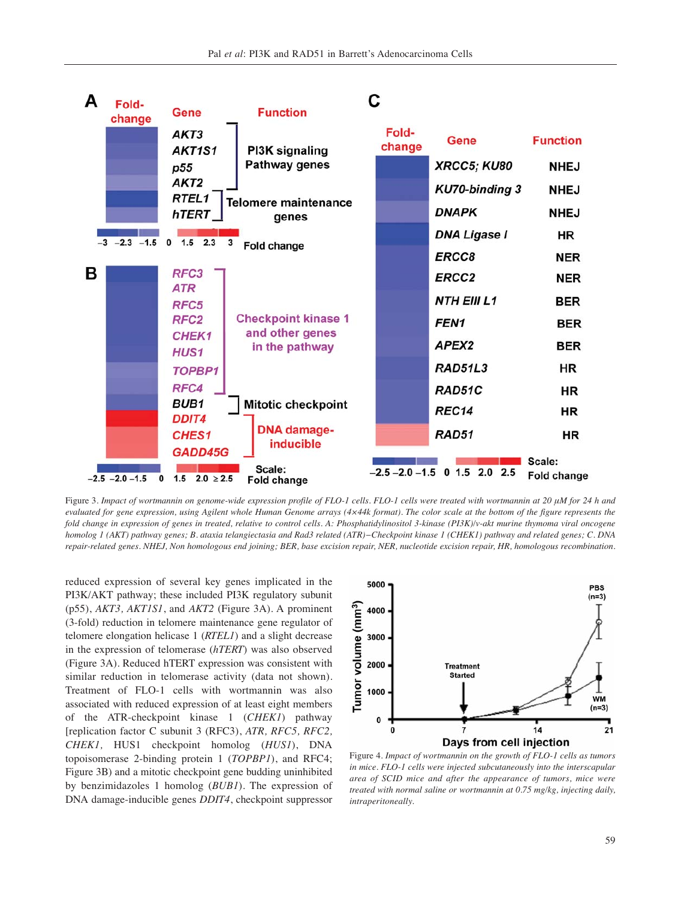Figure 3. *Impact of wortmannin on genome-wide expression profile of FLO-1 cells. FLO-1 cells were treated with wortmannin at 20 µM for 24 h and evaluated for gene expression, using Agilent whole Human Genome arrays (4×44k format). The color scale at the bottom of the figure represents the fold change in expression of genes in treated, relative to control cells. A: Phosphatidylinositol 3-kinase (PI3K)/v-akt murine thymoma viral oncogene homolog 1 (AKT) pathway genes; B. ataxia telangiectasia and Rad3 related (ATR)−Checkpoint kinase 1 (CHEK1) pathway and related genes; C. DNA repair-related genes. NHEJ, Non homologous end joining; BER, base excision repair, NER, nucleotide excision repair, HR, homologous recombination.*

reduced expression of several key genes implicated in the PI3K/AKT pathway; these included PI3K regulatory subunit (p55), *AKT3, AKT1S1*, and *AKT2* (Figure 3A). A prominent (3-fold) reduction in telomere maintenance gene regulator of telomere elongation helicase 1 (*RTEL1*) and a slight decrease in the expression of telomerase (*hTERT*) was also observed (Figure 3A). Reduced hTERT expression was consistent with similar reduction in telomerase activity (data not shown). Treatment of FLO-1 cells with wortmannin was also associated with reduced expression of at least eight members of the ATR-checkpoint kinase 1 (*CHEK1*) pathway [replication factor C subunit 3 (RFC3), *ATR, RFC5, RFC2, CHEK1*, HUS1 checkpoint homolog (*HUS1*), DNA topoisomerase 2-binding protein 1 (*TOPBP1*), and RFC4; Figure 3B) and a mitotic checkpoint gene budding uninhibited by benzimidazoles 1 homolog (*BUB1*). The expression of DNA damage-inducible genes *DDIT4*, checkpoint suppressor

Figure 4. *Impact of wortmannin on the growth of FLO-1 cells as tumors in mice. FLO-1 cells were injected subcutaneously into the interscapular area of SCID mice and after the appearance of tumors, mice were treated with normal saline or wortmannin at 0.75 mg/kg, injecting daily, intraperitoneally.*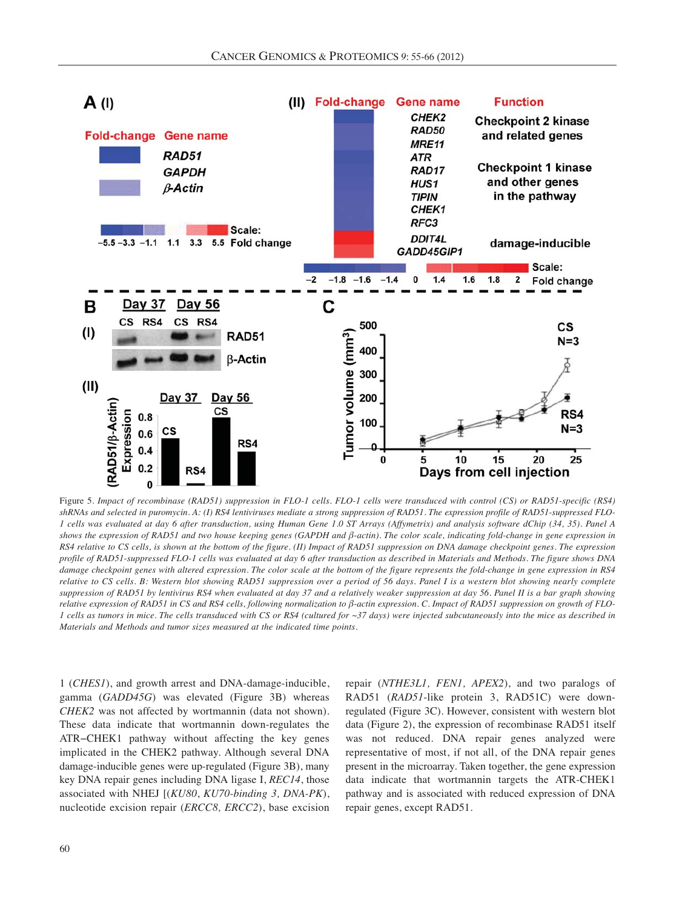Figure 5. *Impact of recombinase (RAD51) suppression in FLO-1 cells. FLO-1 cells were transduced with control (CS) or RAD51-specific (RS4) shRNAs and selected in puromycin. A: (I) RS4 lentiviruses mediate a strong suppression of RAD51. The expression profile of RAD51-suppressed FLO-1 cells was evaluated at day 6 after transduction, using Human Gene 1.0 ST Arrays (Affymetrix) and analysis software dChip (34, 35). Panel A shows the expression of RAD51 and two house keeping genes (GAPDH and β-actin). The color scale, indicating fold-change in gene expression in RS4 relative to CS cells, is shown at the bottom of the figure. (II) Impact of RAD51 suppression on DNA damage checkpoint genes. The expression profile of RAD51-suppressed FLO-1 cells was evaluated at day 6 after transduction as described in Materials and Methods. The figure shows DNA damage checkpoint genes with altered expression. The color scale at the bottom of the figure represents the fold-change in gene expression in RS4 relative to CS cells. B: Western blot showing RAD51 suppression over a period of 56 days. Panel I is a western blot showing nearly complete suppression of RAD51 by lentivirus RS4 when evaluated at day 37 and a relatively weaker suppression at day 56. Panel II is a bar graph showing relative expression of RAD51 in CS and RS4 cells, following normalization to β-actin expression. C. Impact of RAD51 suppression on growth of FLO-1 cells as tumors in mice. The cells transduced with CS or RS4 (cultured for ~37 days) were injected subcutaneously into the mice as described in Materials and Methods and tumor sizes measured at the indicated time points.*

1 (*CHES1*), and growth arrest and DNA-damage-inducible, gamma (*GADD45G*) was elevated (Figure 3B) whereas *CHEK2* was not affected by wortmannin (data not shown). These data indicate that wortmannin down-regulates the ATR–CHEK1 pathway without affecting the key genes implicated in the CHEK2 pathway. Although several DNA damage-inducible genes were up-regulated (Figure 3B), many key DNA repair genes including DNA ligase I, *REC14*, those associated with NHEJ [(*KU80*, *KU70-binding 3, DNA-PK*), nucleotide excision repair (*ERCC8, ERCC2*), base excision repair (*NTHE3L1, FEN1, APEX2*), and two paralogs of RAD51 (*RAD51*-like protein 3, RAD51C) were down-regulated (Figure 3C). However, consistent with western blot data (Figure 2), the expression of recombinase RAD51 itself was not reduced. DNA repair genes analyzed were representative of most, if not all, of the DNA repair genes present in the microarray. Taken together, the gene expression data indicate that wortmannin targets the ATR-CHEK1 pathway and is associated with reduced expression of DNA repair genes, except RAD51.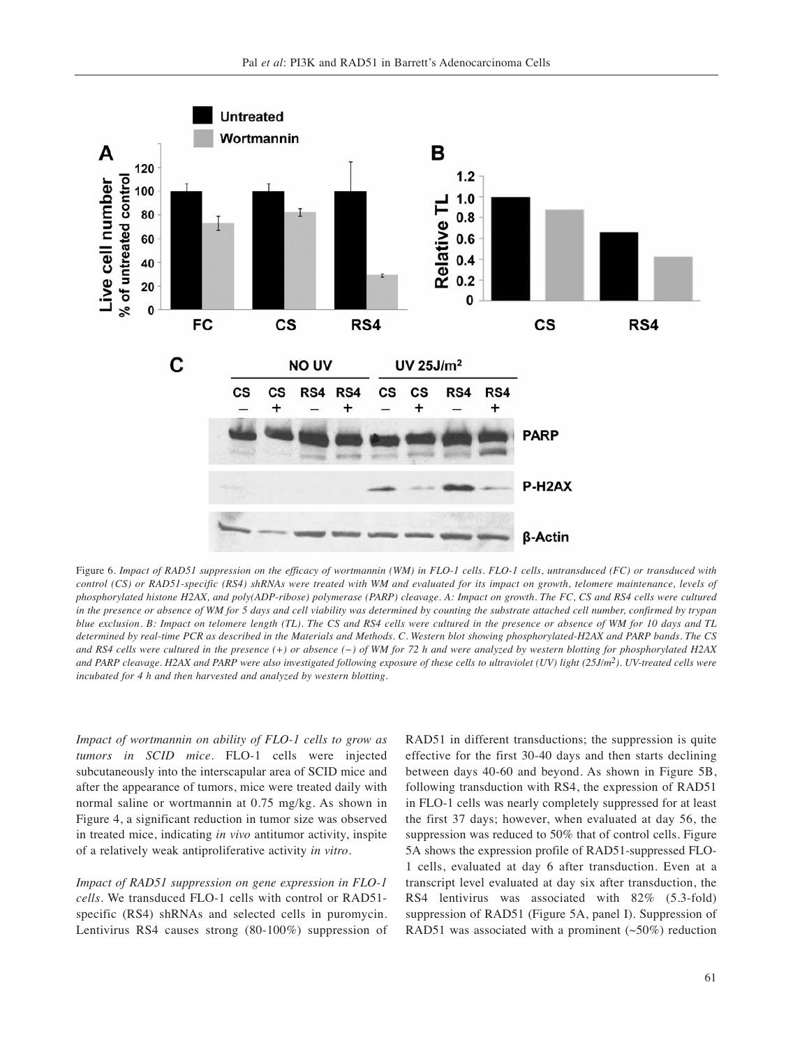Figure 6. *Impact of RAD51 suppression on the efficacy of wortmannin (WM) in FLO-1 cells. FLO-1 cells, untransduced (FC) or transduced with control (CS) or RAD51-specific (RS4) shRNAs were treated with WM and evaluated for its impact on growth, telomere maintenance, levels of phosphorylated histone H2AX, and poly(ADP-ribose) polymerase (PARP) cleavage. A: Impact on growth. The FC, CS and RS4 cells were cultured in the presence or absence of WM for 5 days and cell viability was determined by counting the substrate attached cell number, confirmed by trypan blue exclusion. B: Impact on telomere length (TL). The CS and RS4 cells were cultured in the presence or absence of WM for 10 days and TL determined by real-time PCR as described in the Materials and Methods. C. Western blot showing phosphorylated-H2AX and PARP bands. The CS and RS4 cells were cultured in the presence (+) or absence (−) of WM for 72 h and were analyzed by western blotting for phosphorylated H2AX and PARP cleavage. H2AX and PARP were also investigated following exposure of these cells to ultraviolet (UV) light (25J/m$^2$). UV-treated cells were incubated for 4 h and then harvested and analyzed by western blotting.*

*Impact of wortmannin on ability of FLO-1 cells to grow as tumors in SCID mice*. FLO-1 cells were injected subcutaneously into the interscapular area of SCID mice and after the appearance of tumors, mice were treated daily with normal saline or wortmannin at 0.75 mg/kg. As shown in Figure 4, a significant reduction in tumor size was observed in treated mice, indicating *in vivo* antitumor activity, inspite of a relatively weak antiproliferative activity *in vitro*.

*Impact of RAD51 suppression on gene expression in FLO-1 cells*. We transduced FLO-1 cells with control or RAD51-specific (RS4) shRNAs and selected cells in puromycin. Lentivirus RS4 causes strong (80-100%) suppression of RAD51 in different transductions; the suppression is quite effective for the first 30-40 days and then starts declining between days 40-60 and beyond. As shown in Figure 5B, following transduction with RS4, the expression of RAD51 in FLO-1 cells was nearly completely suppressed for at least the first 37 days; however, when evaluated at day 56, the suppression was reduced to 50% that of control cells. Figure 5A shows the expression profile of RAD51-suppressed FLO-1 cells, evaluated at day 6 after transduction. Even at a transcript level evaluated at day six after transduction, the RS4 lentivirus was associated with 82% (5.3-fold) suppression of RAD51 (Figure 5A, panel I). Suppression of RAD51 was associated with a prominent (~50%) reduction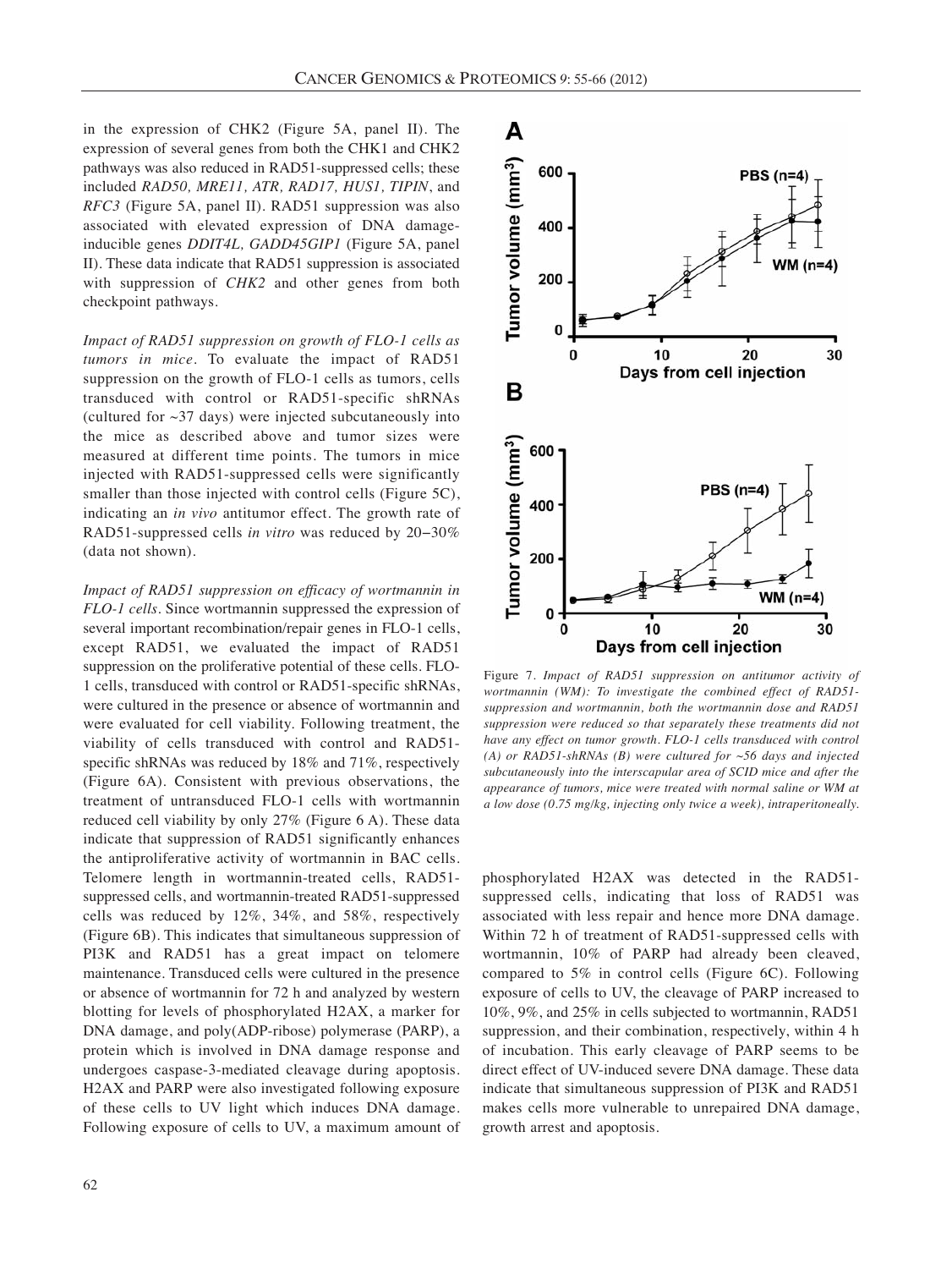in the expression of CHK2 (Figure 5A, panel II). The expression of several genes from both the CHK1 and CHK2 pathways was also reduced in RAD51-suppressed cells; these included *RAD50, MRE11, ATR, RAD17, HUS1, TIPIN*, and *RFC3* (Figure 5A, panel II). RAD51 suppression was also associated with elevated expression of DNA damage-inducible genes *DDIT4L, GADD45GIP1* (Figure 5A, panel II). These data indicate that RAD51 suppression is associated with suppression of *CHK2* and other genes from both checkpoint pathways.

*Impact of RAD51 suppression on growth of FLO-1 cells as tumors in mice*. To evaluate the impact of RAD51 suppression on the growth of FLO-1 cells as tumors, cells transduced with control or RAD51-specific shRNAs (cultured for ~37 days) were injected subcutaneously into the mice as described above and tumor sizes were measured at different time points. The tumors in mice injected with RAD51-suppressed cells were significantly smaller than those injected with control cells (Figure 5C), indicating an *in vivo* antitumor effect. The growth rate of RAD51-suppressed cells *in vitro* was reduced by 20–30% (data not shown).

*Impact of RAD51 suppression on efficacy of wortmannin in FLO-1 cells*. Since wortmannin suppressed the expression of several important recombination/repair genes in FLO-1 cells, except RAD51, we evaluated the impact of RAD51 suppression on the proliferative potential of these cells. FLO-1 cells, transduced with control or RAD51-specific shRNAs, were cultured in the presence or absence of wortmannin and were evaluated for cell viability. Following treatment, the viability of cells transduced with control and RAD51-specific shRNAs was reduced by 18% and 71%, respectively (Figure 6A). Consistent with previous observations, the treatment of untransduced FLO-1 cells with wortmannin reduced cell viability by only 27% (Figure 6 A). These data indicate that suppression of RAD51 significantly enhances the antiproliferative activity of wortmannin in BAC cells. Telomere length in wortmannin-treated cells, RAD51-suppressed cells, and wortmannin-treated RAD51-suppressed cells was reduced by 12%, 34%, and 58%, respectively (Figure 6B). This indicates that simultaneous suppression of PI3K and RAD51 has a great impact on telomere maintenance. Transduced cells were cultured in the presence or absence of wortmannin for 72 h and analyzed by western blotting for levels of phosphorylated H2AX, a marker for DNA damage, and poly(ADP-ribose) polymerase (PARP), a protein which is involved in DNA damage response and undergoes caspase-3-mediated cleavage during apoptosis. H2AX and PARP were also investigated following exposure of these cells to UV light which induces DNA damage. Following exposure of cells to UV, a maximum amount of phosphorylated H2AX was detected in the RAD51-suppressed cells, indicating that loss of RAD51 was associated with less repair and hence more DNA damage. Within 72 h of treatment of RAD51-suppressed cells with wortmannin, 10% of PARP had already been cleaved, compared to 5% in control cells (Figure 6C). Following exposure of cells to UV, the cleavage of PARP increased to 10%, 9%, and 25% in cells subjected to wortmannin, RAD51 suppression, and their combination, respectively, within 4 h of incubation. This early cleavage of PARP seems to be direct effect of UV-induced severe DNA damage. These data indicate that simultaneous suppression of PI3K and RAD51 makes cells more vulnerable to unrepaired DNA damage, growth arrest and apoptosis.

Figure 7. *Impact of RAD51 suppression on antitumor activity of wortmannin (WM): To investigate the combined effect of RAD51-suppression and wortmannin, both the wortmannin dose and RAD51 suppression were reduced so that separately these treatments did not have any effect on tumor growth. FLO-1 cells transduced with control (A) or RAD51-shRNAs (B) were cultured for ~56 days and injected subcutaneously into the interscapular area of SCID mice and after the appearance of tumors, mice were treated with normal saline or WM at a low dose (0.75 mg/kg, injecting only twice a week), intraperitoneally.*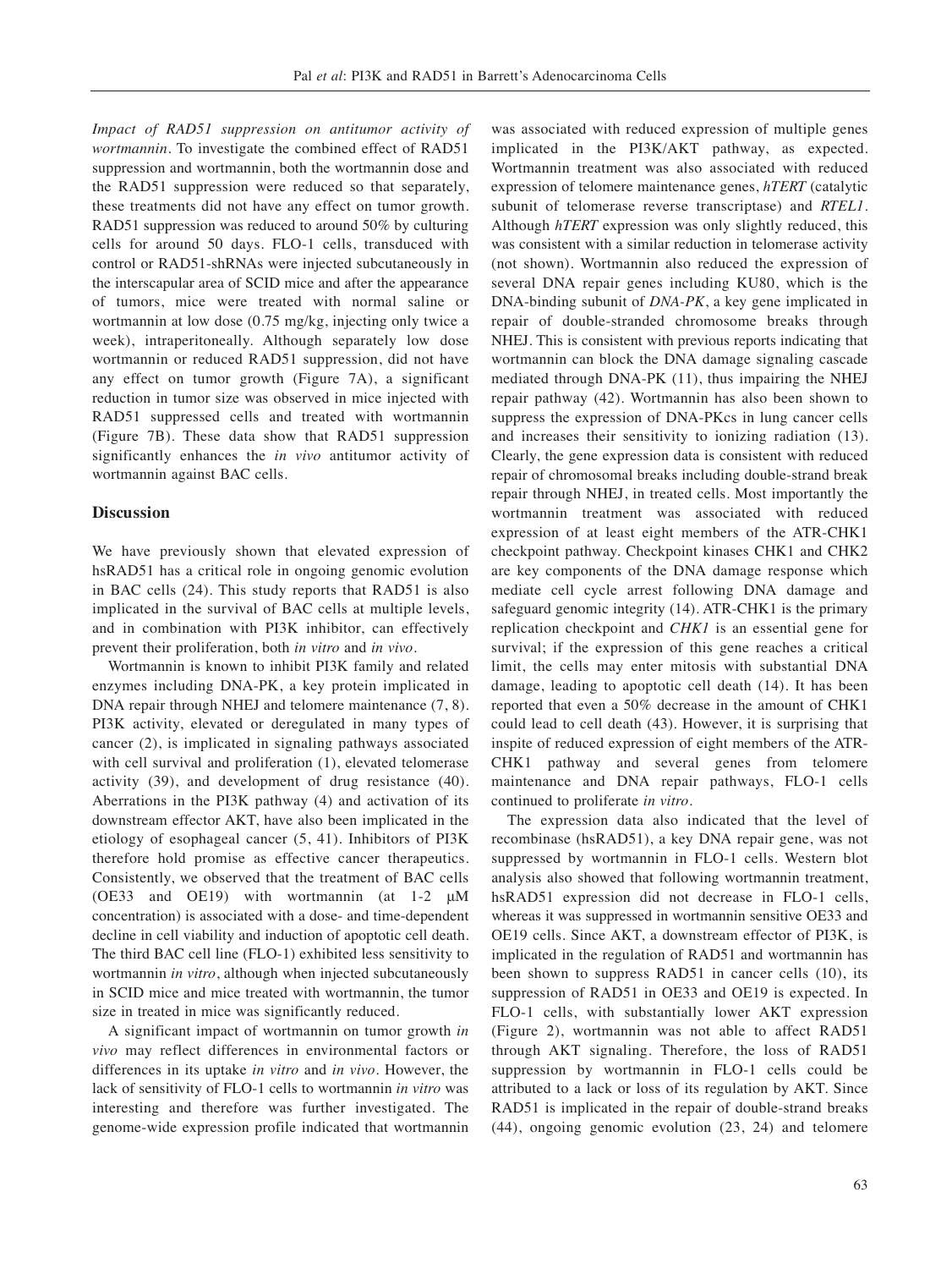*Impact of RAD51 suppression on antitumor activity of wortmannin*. To investigate the combined effect of RAD51 suppression and wortmannin, both the wortmannin dose and the RAD51 suppression were reduced so that separately, these treatments did not have any effect on tumor growth. RAD51 suppression was reduced to around 50% by culturing cells for around 50 days. FLO-1 cells, transduced with control or RAD51-shRNAs were injected subcutaneously in the interscapular area of SCID mice and after the appearance of tumors, mice were treated with normal saline or wortmannin at low dose (0.75 mg/kg, injecting only twice a week), intraperitoneally. Although separately low dose wortmannin or reduced RAD51 suppression, did not have any effect on tumor growth (Figure 7A), a significant reduction in tumor size was observed in mice injected with RAD51 suppressed cells and treated with wortmannin (Figure 7B). These data show that RAD51 suppression significantly enhances the *in vivo* antitumor activity of wortmannin against BAC cells.

## Discussion

We have previously shown that elevated expression of hsRAD51 has a critical role in ongoing genomic evolution in BAC cells (24). This study reports that RAD51 is also implicated in the survival of BAC cells at multiple levels, and in combination with PI3K inhibitor, can effectively prevent their proliferation, both *in vitro* and *in vivo*.

Wortmannin is known to inhibit PI3K family and related enzymes including DNA-PK, a key protein implicated in DNA repair through NHEJ and telomere maintenance (7, 8). PI3K activity, elevated or deregulated in many types of cancer (2), is implicated in signaling pathways associated with cell survival and proliferation (1), elevated telomerase activity (39), and development of drug resistance (40). Aberrations in the PI3K pathway (4) and activation of its downstream effector AKT, have also been implicated in the etiology of esophageal cancer (5, 41). Inhibitors of PI3K therefore hold promise as effective cancer therapeutics. Consistently, we observed that the treatment of BAC cells (OE33 and OE19) with wortmannin (at 1-2 μM concentration) is associated with a dose- and time-dependent decline in cell viability and induction of apoptotic cell death. The third BAC cell line (FLO-1) exhibited less sensitivity to wortmannin *in vitro*, although when injected subcutaneously in SCID mice and mice treated with wortmannin, the tumor size in treated in mice was significantly reduced.

A significant impact of wortmannin on tumor growth *in vivo* may reflect differences in environmental factors or differences in its uptake *in vitro* and *in vivo*. However, the lack of sensitivity of FLO-1 cells to wortmannin *in vitro* was interesting and therefore was further investigated. The genome-wide expression profile indicated that wortmannin was associated with reduced expression of multiple genes implicated in the PI3K/AKT pathway, as expected. Wortmannin treatment was also associated with reduced expression of telomere maintenance genes, *hTERT* (catalytic subunit of telomerase reverse transcriptase) and *RTEL1*. Although *hTERT* expression was only slightly reduced, this was consistent with a similar reduction in telomerase activity (not shown). Wortmannin also reduced the expression of several DNA repair genes including KU80, which is the DNA-binding subunit of *DNA-PK*, a key gene implicated in repair of double-stranded chromosome breaks through NHEJ. This is consistent with previous reports indicating that wortmannin can block the DNA damage signaling cascade mediated through DNA-PK (11), thus impairing the NHEJ repair pathway (42). Wortmannin has also been shown to suppress the expression of DNA-PKcs in lung cancer cells and increases their sensitivity to ionizing radiation (13). Clearly, the gene expression data is consistent with reduced repair of chromosomal breaks including double-strand break repair through NHEJ, in treated cells. Most importantly the wortmannin treatment was associated with reduced expression of at least eight members of the ATR-CHK1 checkpoint pathway. Checkpoint kinases CHK1 and CHK2 are key components of the DNA damage response which mediate cell cycle arrest following DNA damage and safeguard genomic integrity (14). ATR-CHK1 is the primary replication checkpoint and *CHK1* is an essential gene for survival; if the expression of this gene reaches a critical limit, the cells may enter mitosis with substantial DNA damage, leading to apoptotic cell death (14). It has been reported that even a 50% decrease in the amount of CHK1 could lead to cell death (43). However, it is surprising that inspite of reduced expression of eight members of the ATR-CHK1 pathway and several genes from telomere maintenance and DNA repair pathways, FLO-1 cells continued to proliferate *in vitro*.

The expression data also indicated that the level of recombinase (hsRAD51), a key DNA repair gene, was not suppressed by wortmannin in FLO-1 cells. Western blot analysis also showed that following wortmannin treatment, hsRAD51 expression did not decrease in FLO-1 cells, whereas it was suppressed in wortmannin sensitive OE33 and OE19 cells. Since AKT, a downstream effector of PI3K, is implicated in the regulation of RAD51 and wortmannin has been shown to suppress RAD51 in cancer cells (10), its suppression of RAD51 in OE33 and OE19 is expected. In FLO-1 cells, with substantially lower AKT expression (Figure 2), wortmannin was not able to affect RAD51 through AKT signaling. Therefore, the loss of RAD51 suppression by wortmannin in FLO-1 cells could be attributed to a lack or loss of its regulation by AKT. Since RAD51 is implicated in the repair of double-strand breaks (44), ongoing genomic evolution (23, 24) and telomere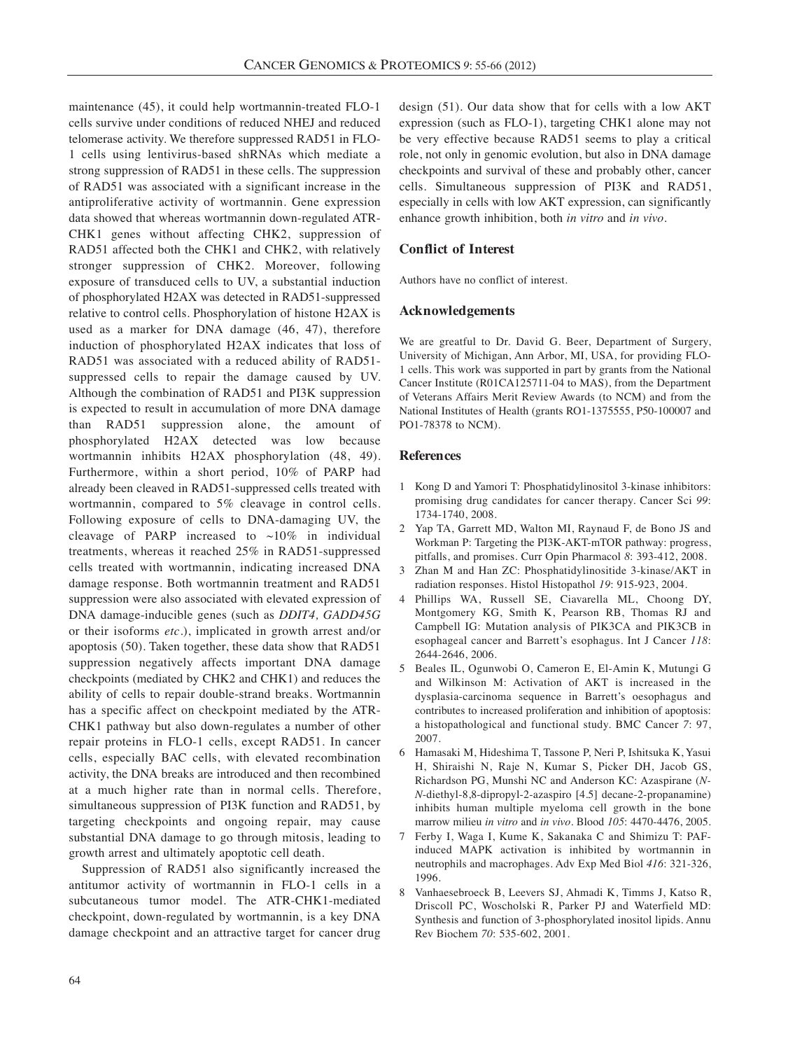maintenance (45), it could help wortmannin-treated FLO-1 cells survive under conditions of reduced NHEJ and reduced telomerase activity. We therefore suppressed RAD51 in FLO-1 cells using lentivirus-based shRNAs which mediate a strong suppression of RAD51 in these cells. The suppression of RAD51 was associated with a significant increase in the antiproliferative activity of wortmannin. Gene expression data showed that whereas wortmannin down-regulated ATR-CHK1 genes without affecting CHK2, suppression of RAD51 affected both the CHK1 and CHK2, with relatively stronger suppression of CHK2. Moreover, following exposure of transduced cells to UV, a substantial induction of phosphorylated H2AX was detected in RAD51-suppressed relative to control cells. Phosphorylation of histone H2AX is used as a marker for DNA damage (46, 47), therefore induction of phosphorylated H2AX indicates that loss of RAD51 was associated with a reduced ability of RAD51-suppressed cells to repair the damage caused by UV. Although the combination of RAD51 and PI3K suppression is expected to result in accumulation of more DNA damage than RAD51 suppression alone, the amount of phosphorylated H2AX detected was low because wortmannin inhibits H2AX phosphorylation (48, 49). Furthermore, within a short period, 10% of PARP had already been cleaved in RAD51-suppressed cells treated with wortmannin, compared to 5% cleavage in control cells. Following exposure of cells to DNA-damaging UV, the cleavage of PARP increased to ~10% in individual treatments, whereas it reached 25% in RAD51-suppressed cells treated with wortmannin, indicating increased DNA damage response. Both wortmannin treatment and RAD51 suppression were also associated with elevated expression of DNA damage-inducible genes (such as *DDIT4, GADD45G* or their isoforms *etc.*), implicated in growth arrest and/or apoptosis (50). Taken together, these data show that RAD51 suppression negatively affects important DNA damage checkpoints (mediated by CHK2 and CHK1) and reduces the ability of cells to repair double-strand breaks. Wortmannin has a specific affect on checkpoint mediated by the ATR-CHK1 pathway but also down-regulates a number of other repair proteins in FLO-1 cells, except RAD51. In cancer cells, especially BAC cells, with elevated recombination activity, the DNA breaks are introduced and then recombined at a much higher rate than in normal cells. Therefore, simultaneous suppression of PI3K function and RAD51, by targeting checkpoints and ongoing repair, may cause substantial DNA damage to go through mitosis, leading to growth arrest and ultimately apoptotic cell death.

Suppression of RAD51 also significantly increased the antitumor activity of wortmannin in FLO-1 cells in a subcutaneous tumor model. The ATR-CHK1-mediated checkpoint, down-regulated by wortmannin, is a key DNA damage checkpoint and an attractive target for cancer drug design (51). Our data show that for cells with a low AKT expression (such as FLO-1), targeting CHK1 alone may not be very effective because RAD51 seems to play a critical role, not only in genomic evolution, but also in DNA damage checkpoints and survival of these and probably other, cancer cells. Simultaneous suppression of PI3K and RAD51, especially in cells with low AKT expression, can significantly enhance growth inhibition, both *in vitro* and *in vivo*.

## Conflict of Interest

Authors have no conflict of interest.

## Acknowledgements

We are greatful to Dr. David G. Beer, Department of Surgery, University of Michigan, Ann Arbor, MI, USA, for providing FLO-1 cells. This work was supported in part by grants from the National Cancer Institute (R01CA125711-04 to MAS), from the Department of Veterans Affairs Merit Review Awards (to NCM) and from the National Institutes of Health (grants RO1-1375555, P50-100007 and PO1-78378 to NCM).

## References

1. Kong D and Yamori T: Phosphatidylinositol 3-kinase inhibitors: promising drug candidates for cancer therapy. Cancer Sci *99*: 1734-1740, 2008.
2. Yap TA, Garrett MD, Walton MI, Raynaud F, de Bono JS and Workman P: Targeting the PI3K-AKT-mTOR pathway: progress, pitfalls, and promises. Curr Opin Pharmacol *8*: 393-412, 2008.
3. Zhan M and Han ZC: Phosphatidylinositide 3-kinase/AKT in radiation responses. Histol Histopathol *19*: 915-923, 2004.
4. Phillips WA, Russell SE, Ciavarella ML, Choong DY, Montgomery KG, Smith K, Pearson RB, Thomas RJ and Campbell IG: Mutation analysis of PIK3CA and PIK3CB in esophageal cancer and Barrett's esophagus. Int J Cancer *118*: 2644-2646, 2006.
5. Beales IL, Ogunwobi O, Cameron E, El-Amin K, Mutungi G and Wilkinson M: Activation of AKT is increased in the dysplasia-carcinoma sequence in Barrett's oesophagus and contributes to increased proliferation and inhibition of apoptosis: a histopathological and functional study. BMC Cancer *7*: 97, 2007.
6. Hamasaki M, Hideshima T, Tassone P, Neri P, Ishitsuka K, Yasui H, Shiraishi N, Raje N, Kumar S, Picker DH, Jacob GS, Richardson PG, Munshi NC and Anderson KC: Azaspirane (*N*-*N*-diethyl-8,8-dipropyl-2-azaspiro [4.5] decane-2-propanamine) inhibits human multiple myeloma cell growth in the bone marrow milieu *in vitro* and *in vivo*. Blood *105*: 4470-4476, 2005.
7. Ferby I, Waga I, Kume K, Sakanaka C and Shimizu T: PAF-induced MAPK activation is inhibited by wortmannin in neutrophils and macrophages. Adv Exp Med Biol *416*: 321-326, 1996.
8. Vanhaesebroeck B, Leevers SJ, Ahmadi K, Timms J, Katso R, Driscoll PC, Woscholski R, Parker PJ and Waterfield MD: Synthesis and function of 3-phosphorylated inositol lipids. Annu Rev Biochem *70*: 535-602, 2001.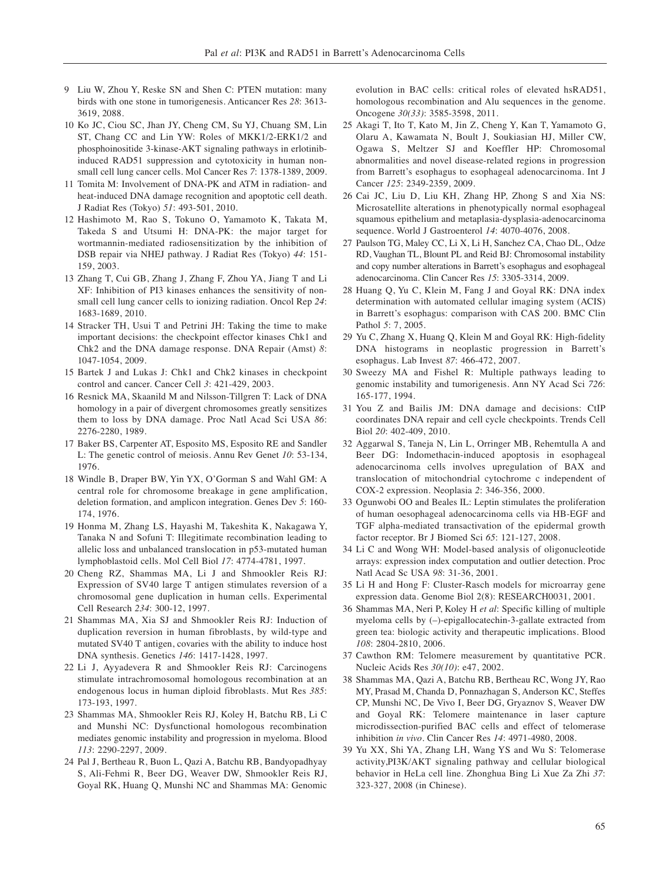9 Liu W, Zhou Y, Reske SN and Shen C: PTEN mutation: many birds with one stone in tumorigenesis. Anticancer Res *28*: 3613-3619, 2088.

10 Ko JC, Ciou SC, Jhan JY, Cheng CM, Su YJ, Chuang SM, Lin ST, Chang CC and Lin YW: Roles of MKK1/2-ERK1/2 and phosphoinositide 3-kinase-AKT signaling pathways in erlotinib-induced RAD51 suppression and cytotoxicity in human non-small cell lung cancer cells. Mol Cancer Res *7*: 1378-1389, 2009.

11 Tomita M: Involvement of DNA-PK and ATM in radiation- and heat-induced DNA damage recognition and apoptotic cell death. J Radiat Res (Tokyo) *51*: 493-501, 2010.

12 Hashimoto M, Rao S, Tokuno O, Yamamoto K, Takata M, Takeda S and Utsumi H: DNA-PK: the major target for wortmannin-mediated radiosensitization by the inhibition of DSB repair via NHEJ pathway. J Radiat Res (Tokyo) *44*: 151-159, 2003.

13 Zhang T, Cui GB, Zhang J, Zhang F, Zhou YA, Jiang T and Li XF: Inhibition of PI3 kinases enhances the sensitivity of non-small cell lung cancer cells to ionizing radiation. Oncol Rep *24*: 1683-1689, 2010.

14 Stracker TH, Usui T and Petrini JH: Taking the time to make important decisions: the checkpoint effector kinases Chk1 and Chk2 and the DNA damage response. DNA Repair (Amst) *8*: 1047-1054, 2009.

15 Bartek J and Lukas J: Chk1 and Chk2 kinases in checkpoint control and cancer. Cancer Cell *3*: 421-429, 2003.

16 Resnick MA, Skaanild M and Nilsson-Tillgren T: Lack of DNA homology in a pair of divergent chromosomes greatly sensitizes them to loss by DNA damage. Proc Natl Acad Sci USA *86*: 2276-2280, 1989.

17 Baker BS, Carpenter AT, Esposito MS, Esposito RE and Sandler L: The genetic control of meiosis. Annu Rev Genet *10*: 53-134, 1976.

18 Windle B, Draper BW, Yin YX, O'Gorman S and Wahl GM: A central role for chromosome breakage in gene amplification, deletion formation, and amplicon integration. Genes Dev *5*: 160-174, 1976.

19 Honma M, Zhang LS, Hayashi M, Takeshita K, Nakagawa Y, Tanaka N and Sofuni T: Illegitimate recombination leading to allelic loss and unbalanced translocation in p53-mutated human lymphoblastoid cells. Mol Cell Biol *17*: 4774-4781, 1997.

20 Cheng RZ, Shammas MA, Li J and Shmookler Reis RJ: Expression of SV40 large T antigen stimulates reversion of a chromosomal gene duplication in human cells. Experimental Cell Research *234*: 300-12, 1997.

21 Shammas MA, Xia SJ and Shmookler Reis RJ: Induction of duplication reversion in human fibroblasts, by wild-type and mutated SV40 T antigen, covaries with the ability to induce host DNA synthesis. Genetics *146*: 1417-1428, 1997.

22 Li J, Ayyadevera R and Shmookler Reis RJ: Carcinogens stimulate intrachromosomal homologous recombination at an endogenous locus in human diploid fibroblasts. Mut Res *385*: 173-193, 1997.

23 Shammas MA, Shmookler Reis RJ, Koley H, Batchu RB, Li C and Munshi NC: Dysfunctional homologous recombination mediates genomic instability and progression in myeloma. Blood *113*: 2290-2297, 2009.

24 Pal J, Bertheau R, Buon L, Qazi A, Batchu RB, Bandyopadhyay S, Ali-Fehmi R, Beer DG, Weaver DW, Shmookler Reis RJ, Goyal RK, Huang Q, Munshi NC and Shammas MA: Genomic evolution in BAC cells: critical roles of elevated hsRAD51, homologous recombination and Alu sequences in the genome. Oncogene *30(33)*: 3585-3598, 2011.

25 Akagi T, Ito T, Kato M, Jin Z, Cheng Y, Kan T, Yamamoto G, Olaru A, Kawamata N, Boult J, Soukiasian HJ, Miller CW, Ogawa S, Meltzer SJ and Koeffler HP: Chromosomal abnormalities and novel disease-related regions in progression from Barrett's esophagus to esophageal adenocarcinoma. Int J Cancer *125*: 2349-2359, 2009.

26 Cai JC, Liu D, Liu KH, Zhang HP, Zhong S and Xia NS: Microsatellite alterations in phenotypically normal esophageal squamous epithelium and metaplasia-dysplasia-adenocarcinoma sequence. World J Gastroenterol *14*: 4070-4076, 2008.

27 Paulson TG, Maley CC, Li X, Li H, Sanchez CA, Chao DL, Odze RD, Vaughan TL, Blount PL and Reid BJ: Chromosomal instability and copy number alterations in Barrett's esophagus and esophageal adenocarcinoma. Clin Cancer Res *15*: 3305-3314, 2009.

28 Huang Q, Yu C, Klein M, Fang J and Goyal RK: DNA index determination with automated cellular imaging system (ACIS) in Barrett's esophagus: comparison with CAS 200. BMC Clin Pathol *5*: 7, 2005.

29 Yu C, Zhang X, Huang Q, Klein M and Goyal RK: High-fidelity DNA histograms in neoplastic progression in Barrett's esophagus. Lab Invest *87*: 466-472, 2007.

30 Sweezy MA and Fishel R: Multiple pathways leading to genomic instability and tumorigenesis. Ann NY Acad Sci *726*: 165-177, 1994.

31 You Z and Bailis JM: DNA damage and decisions: CtIP coordinates DNA repair and cell cycle checkpoints. Trends Cell Biol *20*: 402-409, 2010.

32 Aggarwal S, Taneja N, Lin L, Orringer MB, Rehemtulla A and Beer DG: Indomethacin-induced apoptosis in esophageal adenocarcinoma cells involves upregulation of BAX and translocation of mitochondrial cytochrome c independent of COX-2 expression. Neoplasia *2*: 346-356, 2000.

33 Ogunwobi OO and Beales IL: Leptin stimulates the proliferation of human oesophageal adenocarcinoma cells via HB-EGF and TGF alpha-mediated transactivation of the epidermal growth factor receptor. Br J Biomed Sci *65*: 121-127, 2008.

34 Li C and Wong WH: Model-based analysis of oligonucleotide arrays: expression index computation and outlier detection. Proc Natl Acad Sc USA *98*: 31-36, 2001.

35 Li H and Hong F: Cluster-Rasch models for microarray gene expression data. Genome Biol 2(8): RESEARCH0031, 2001.

36 Shammas MA, Neri P, Koley H *et al*: Specific killing of multiple myeloma cells by (–)-epigallocatechin-3-gallate extracted from green tea: biologic activity and therapeutic implications. Blood *108*: 2804-2810, 2006.

37 Cawthon RM: Telomere measurement by quantitative PCR. Nucleic Acids Res *30(10)*: e47, 2002.

38 Shammas MA, Qazi A, Batchu RB, Bertheau RC, Wong JY, Rao MY, Prasad M, Chanda D, Ponnazhagan S, Anderson KC, Steffes CP, Munshi NC, De Vivo I, Beer DG, Gryaznov S, Weaver DW and Goyal RK: Telomere maintenance in laser capture microdissection-purified BAC cells and effect of telomerase inhibition *in vivo*. Clin Cancer Res *14*: 4971-4980, 2008.

39 Yu XX, Shi YA, Zhang LH, Wang YS and Wu S: Telomerase activity,PI3K/AKT signaling pathway and cellular biological behavior in HeLa cell line. Zhonghua Bing Li Xue Za Zhi *37*: 323-327, 2008 (in Chinese).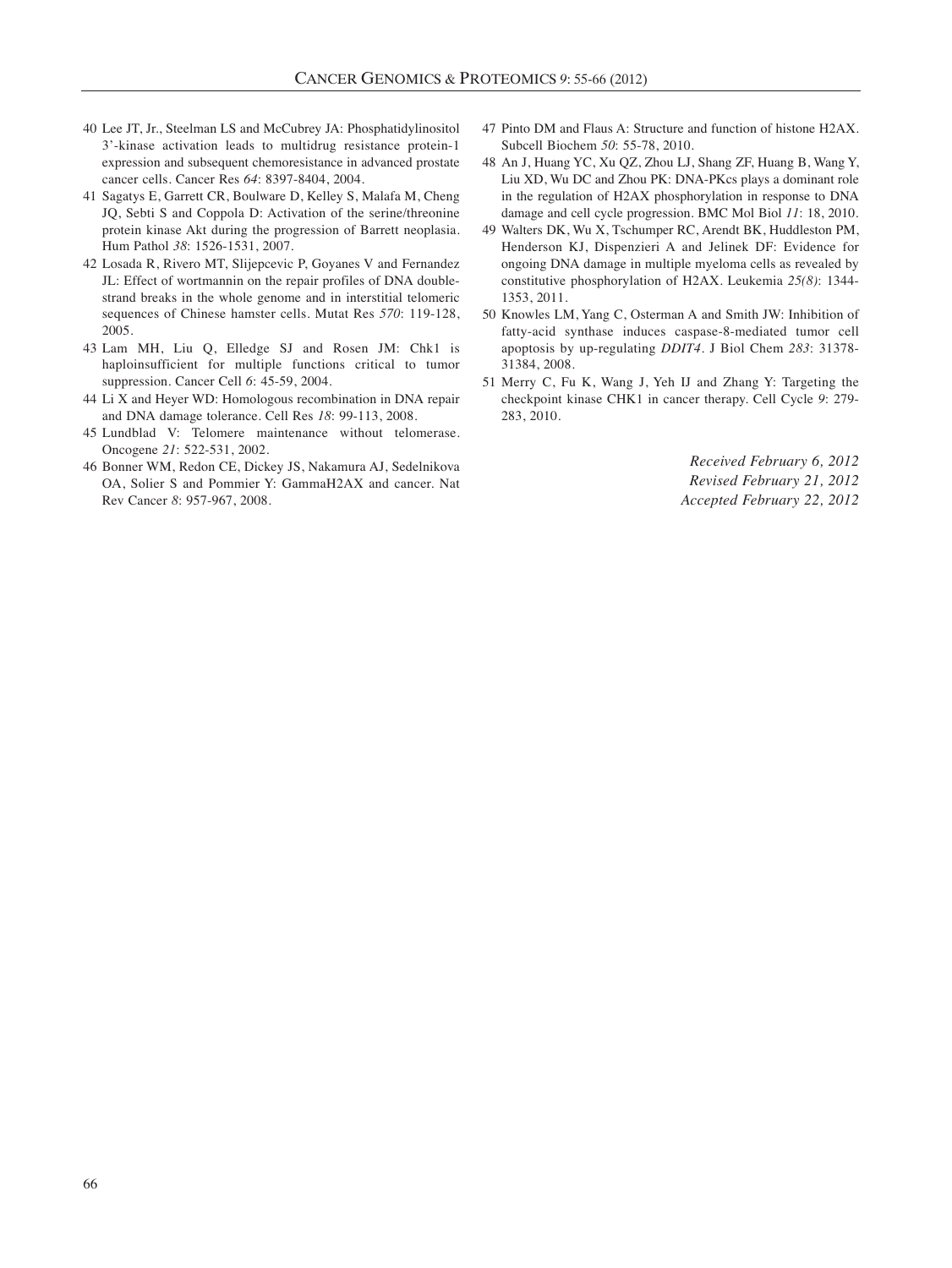40 Lee JT, Jr., Steelman LS and McCubrey JA: Phosphatidylinositol 3'-kinase activation leads to multidrug resistance protein-1 expression and subsequent chemoresistance in advanced prostate cancer cells. Cancer Res *64*: 8397-8404, 2004.

41 Sagatys E, Garrett CR, Boulware D, Kelley S, Malafa M, Cheng JQ, Sebti S and Coppola D: Activation of the serine/threonine protein kinase Akt during the progression of Barrett neoplasia. Hum Pathol *38*: 1526-1531, 2007.

42 Losada R, Rivero MT, Slijepcevic P, Goyanes V and Fernandez JL: Effect of wortmannin on the repair profiles of DNA double-strand breaks in the whole genome and in interstitial telomeric sequences of Chinese hamster cells. Mutat Res *570*: 119-128, 2005.

43 Lam MH, Liu Q, Elledge SJ and Rosen JM: Chk1 is haploinsufficient for multiple functions critical to tumor suppression. Cancer Cell *6*: 45-59, 2004.

44 Li X and Heyer WD: Homologous recombination in DNA repair and DNA damage tolerance. Cell Res *18*: 99-113, 2008.

45 Lundblad V: Telomere maintenance without telomerase. Oncogene *21*: 522-531, 2002.

46 Bonner WM, Redon CE, Dickey JS, Nakamura AJ, Sedelnikova OA, Solier S and Pommier Y: GammaH2AX and cancer. Nat Rev Cancer *8*: 957-967, 2008.

47 Pinto DM and Flaus A: Structure and function of histone H2AX. Subcell Biochem *50*: 55-78, 2010.

48 An J, Huang YC, Xu QZ, Zhou LJ, Shang ZF, Huang B, Wang Y, Liu XD, Wu DC and Zhou PK: DNA-PKcs plays a dominant role in the regulation of H2AX phosphorylation in response to DNA damage and cell cycle progression. BMC Mol Biol *11*: 18, 2010.

49 Walters DK, Wu X, Tschumper RC, Arendt BK, Huddleston PM, Henderson KJ, Dispenzieri A and Jelinek DF: Evidence for ongoing DNA damage in multiple myeloma cells as revealed by constitutive phosphorylation of H2AX. Leukemia *25(8)*: 1344-1353, 2011.

50 Knowles LM, Yang C, Osterman A and Smith JW: Inhibition of fatty-acid synthase induces caspase-8-mediated tumor cell apoptosis by up-regulating *DDIT4*. J Biol Chem *283*: 31378-31384, 2008.

51 Merry C, Fu K, Wang J, Yeh IJ and Zhang Y: Targeting the checkpoint kinase CHK1 in cancer therapy. Cell Cycle *9*: 279-283, 2010.

*Received February 6, 2012*
*Revised February 21, 2012*
*Accepted February 22, 2012*